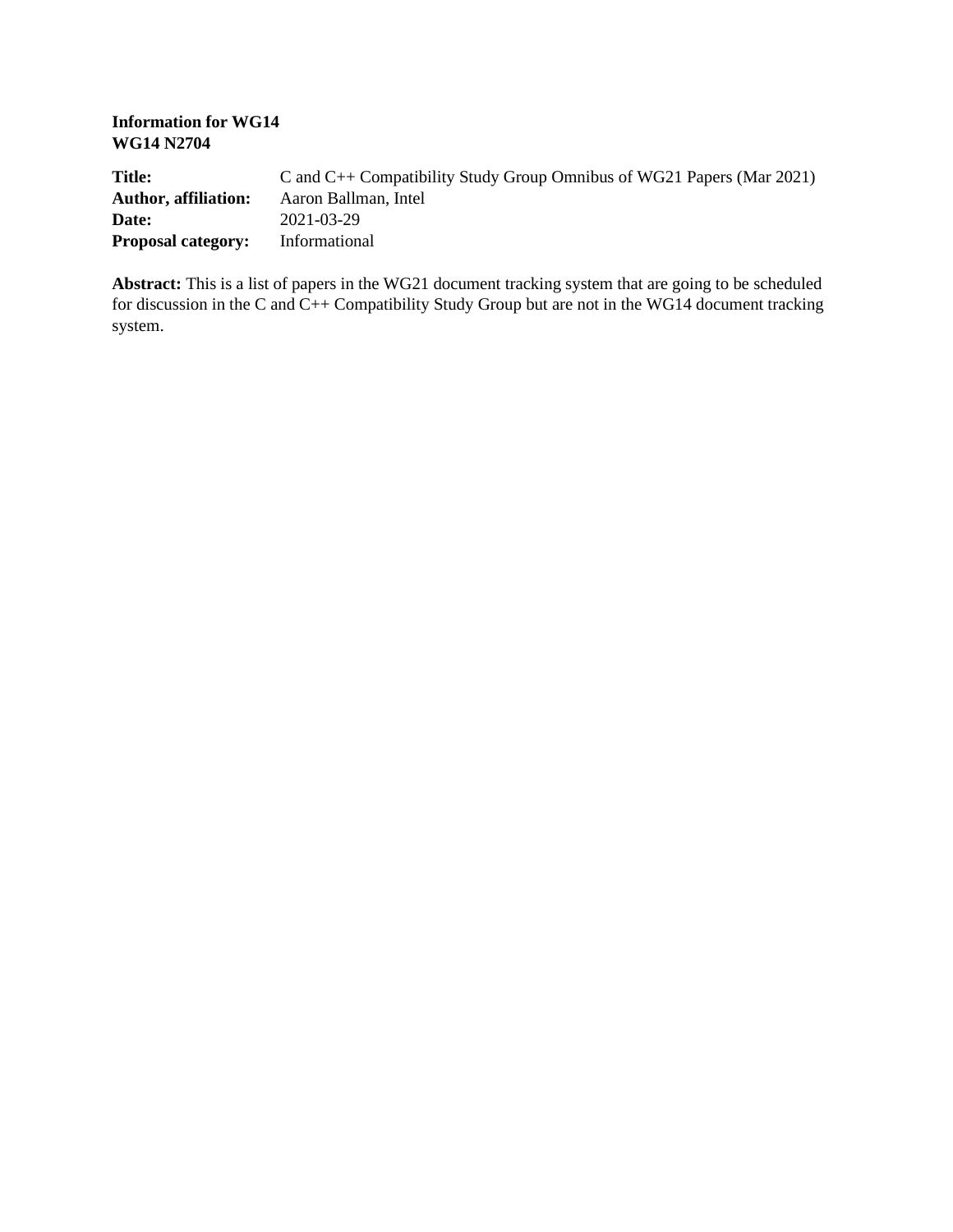**Information for WG14**
**WG14 N2704**

| | |
|---|---|
| **Title:** | C and C++ Compatibility Study Group Omnibus of WG21 Papers (Mar 2021) |
| **Author, affiliation:** | Aaron Ballman, Intel |
| **Date:** | 2021-03-29 |
| **Proposal category:** | Informational |

**Abstract:** This is a list of papers in the WG21 document tracking system that are going to be scheduled for discussion in the C and C++ Compatibility Study Group but are not in the WG14 document tracking system.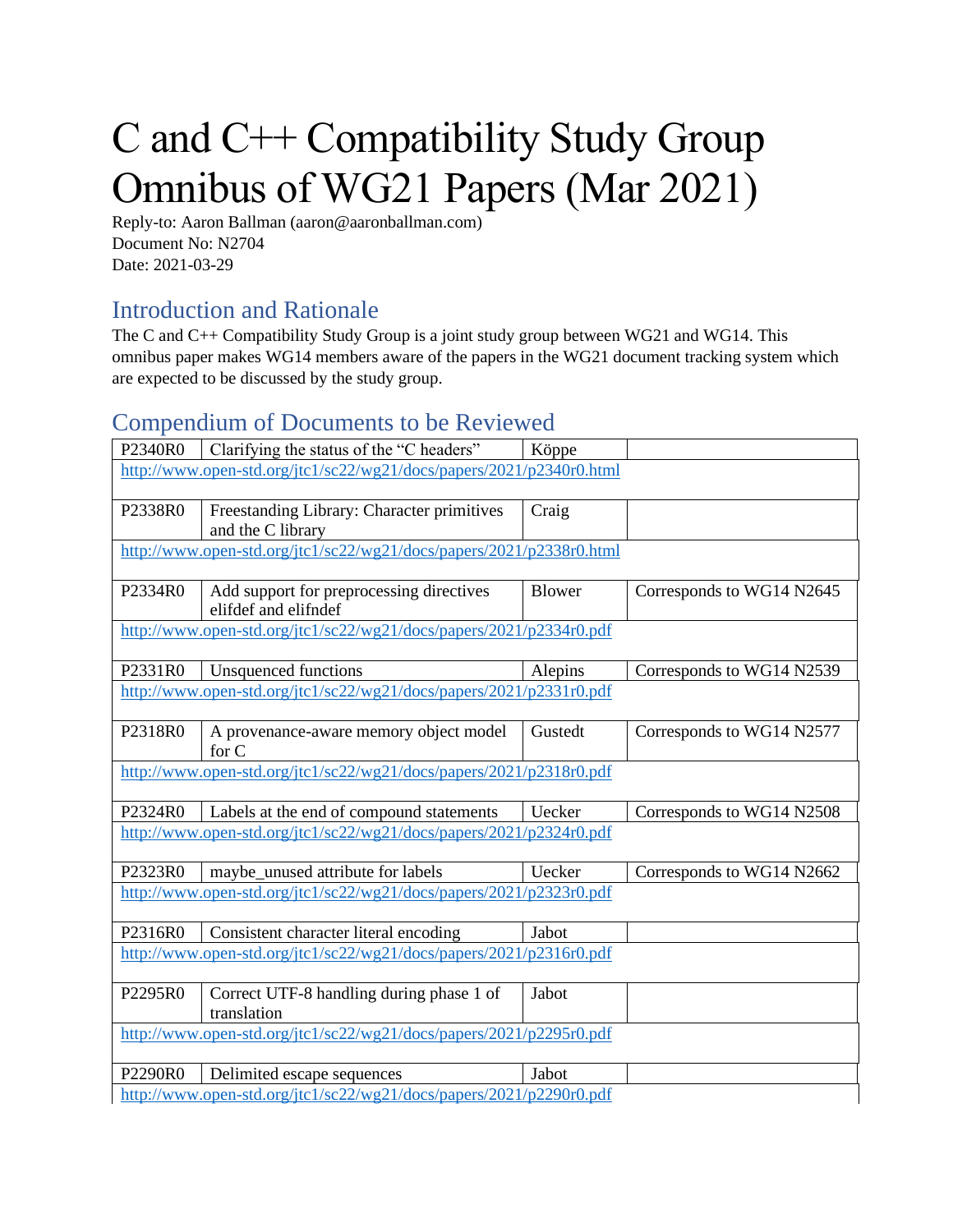# C and C++ Compatibility Study Group Omnibus of WG21 Papers (Mar 2021)

Reply-to: Aaron Ballman (aaron@aaronballman.com)
Document No: N2704
Date: 2021-03-29

## Introduction and Rationale

The C and C++ Compatibility Study Group is a joint study group between WG21 and WG14. This omnibus paper makes WG14 members aware of the papers in the WG21 document tracking system which are expected to be discussed by the study group.

## Compendium of Documents to be Reviewed

| | | | |
|---|---|---|---|
| P2340R0 | Clarifying the status of the "C headers" | Köppe | |
| http://www.open-std.org/jtc1/sc22/wg21/docs/papers/2021/p2340r0.html | | | |
| P2338R0 | Freestanding Library: Character primitives and the C library | Craig | |
| http://www.open-std.org/jtc1/sc22/wg21/docs/papers/2021/p2338r0.html | | | |
| P2334R0 | Add support for preprocessing directives elifdef and elifndef | Blower | Corresponds to WG14 N2645 |
| http://www.open-std.org/jtc1/sc22/wg21/docs/papers/2021/p2334r0.pdf | | | |
| P2331R0 | Unsquenced functions | Alepins | Corresponds to WG14 N2539 |
| http://www.open-std.org/jtc1/sc22/wg21/docs/papers/2021/p2331r0.pdf | | | |
| P2318R0 | A provenance-aware memory object model for C | Gustedt | Corresponds to WG14 N2577 |
| http://www.open-std.org/jtc1/sc22/wg21/docs/papers/2021/p2318r0.pdf | | | |
| P2324R0 | Labels at the end of compound statements | Uecker | Corresponds to WG14 N2508 |
| http://www.open-std.org/jtc1/sc22/wg21/docs/papers/2021/p2324r0.pdf | | | |
| P2323R0 | maybe_unused attribute for labels | Uecker | Corresponds to WG14 N2662 |
| http://www.open-std.org/jtc1/sc22/wg21/docs/papers/2021/p2323r0.pdf | | | |
| P2316R0 | Consistent character literal encoding | Jabot | |
| http://www.open-std.org/jtc1/sc22/wg21/docs/papers/2021/p2316r0.pdf | | | |
| P2295R0 | Correct UTF-8 handling during phase 1 of translation | Jabot | |
| http://www.open-std.org/jtc1/sc22/wg21/docs/papers/2021/p2295r0.pdf | | | |
| P2290R0 | Delimited escape sequences | Jabot | |
| http://www.open-std.org/jtc1/sc22/wg21/docs/papers/2021/p2290r0.pdf | | | |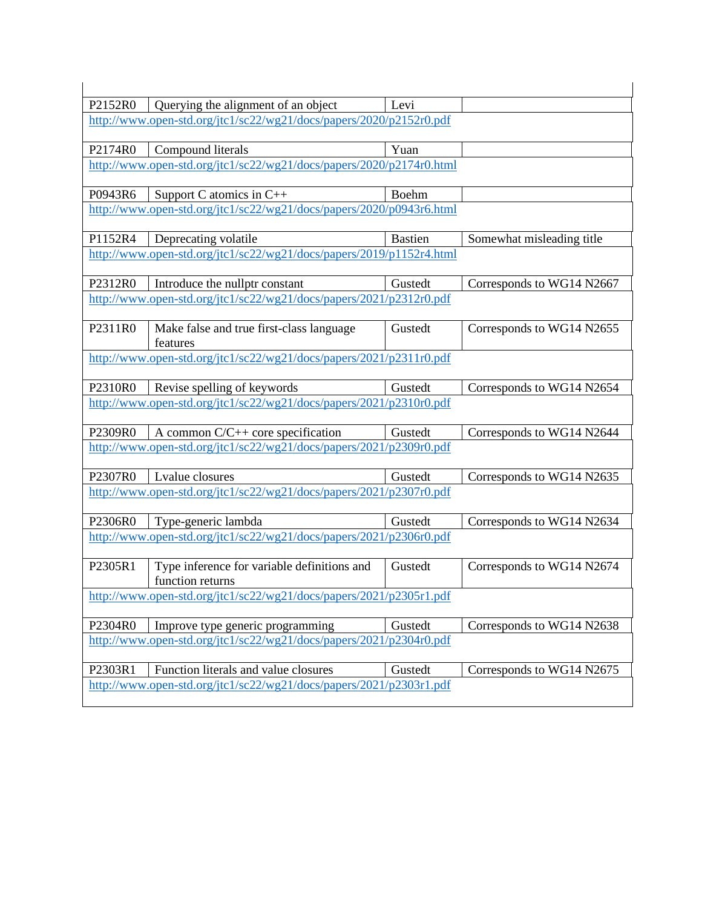| | | | |
|---|---|---|---|
| P2152R0 | Querying the alignment of an object | Levi | |
| http://www.open-std.org/jtc1/sc22/wg21/docs/papers/2020/p2152r0.pdf | | | |
| P2174R0 | Compound literals | Yuan | |
| http://www.open-std.org/jtc1/sc22/wg21/docs/papers/2020/p2174r0.html | | | |
| P0943R6 | Support C atomics in C++ | Boehm | |
| http://www.open-std.org/jtc1/sc22/wg21/docs/papers/2020/p0943r6.html | | | |
| P1152R4 | Deprecating volatile | Bastien | Somewhat misleading title |
| http://www.open-std.org/jtc1/sc22/wg21/docs/papers/2019/p1152r4.html | | | |
| P2312R0 | Introduce the nullptr constant | Gustedt | Corresponds to WG14 N2667 |
| http://www.open-std.org/jtc1/sc22/wg21/docs/papers/2021/p2312r0.pdf | | | |
| P2311R0 | Make false and true first-class language features | Gustedt | Corresponds to WG14 N2655 |
| http://www.open-std.org/jtc1/sc22/wg21/docs/papers/2021/p2311r0.pdf | | | |
| P2310R0 | Revise spelling of keywords | Gustedt | Corresponds to WG14 N2654 |
| http://www.open-std.org/jtc1/sc22/wg21/docs/papers/2021/p2310r0.pdf | | | |
| P2309R0 | A common C/C++ core specification | Gustedt | Corresponds to WG14 N2644 |
| http://www.open-std.org/jtc1/sc22/wg21/docs/papers/2021/p2309r0.pdf | | | |
| P2307R0 | Lvalue closures | Gustedt | Corresponds to WG14 N2635 |
| http://www.open-std.org/jtc1/sc22/wg21/docs/papers/2021/p2307r0.pdf | | | |
| P2306R0 | Type-generic lambda | Gustedt | Corresponds to WG14 N2634 |
| http://www.open-std.org/jtc1/sc22/wg21/docs/papers/2021/p2306r0.pdf | | | |
| P2305R1 | Type inference for variable definitions and function returns | Gustedt | Corresponds to WG14 N2674 |
| http://www.open-std.org/jtc1/sc22/wg21/docs/papers/2021/p2305r1.pdf | | | |
| P2304R0 | Improve type generic programming | Gustedt | Corresponds to WG14 N2638 |
| http://www.open-std.org/jtc1/sc22/wg21/docs/papers/2021/p2304r0.pdf | | | |
| P2303R1 | Function literals and value closures | Gustedt | Corresponds to WG14 N2675 |
| http://www.open-std.org/jtc1/sc22/wg21/docs/papers/2021/p2303r1.pdf | | | |